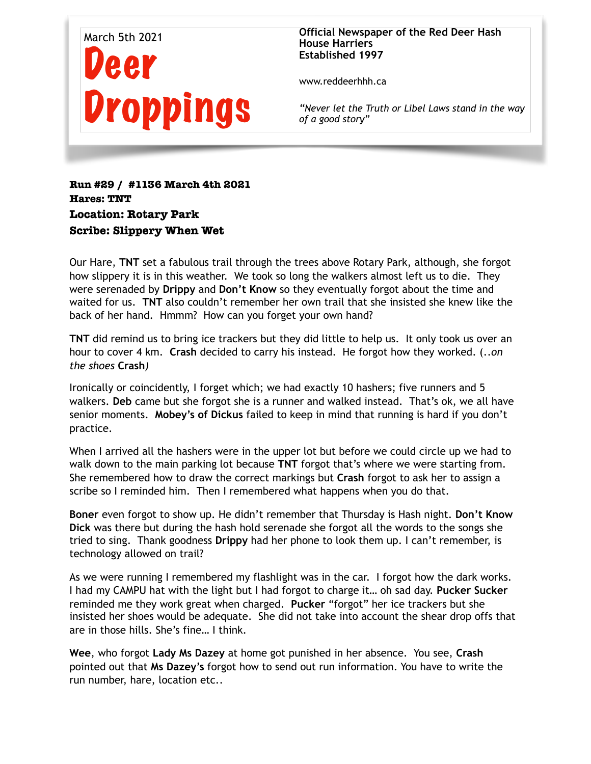March 5th 2021

# Deer Droppings

**Official Newspaper of the Red Deer Hash House Harriers**
**Established 1997**

www.reddeerhhh.ca

*"Never let the Truth or Libel Laws stand in the way of a good story"*

**Run #29 / #1136 March 4th 2021**
**Hares: TNT**
**Location: Rotary Park**
**Scribe: Slippery When Wet**

Our Hare, **TNT** set a fabulous trail through the trees above Rotary Park, although, she forgot how slippery it is in this weather. We took so long the walkers almost left us to die. They were serenaded by **Drippy** and **Don't Know** so they eventually forgot about the time and waited for us. **TNT** also couldn't remember her own trail that she insisted she knew like the back of her hand. Hmmm? How can you forget your own hand?

**TNT** did remind us to bring ice trackers but they did little to help us. It only took us over an hour to cover 4 km. **Crash** decided to carry his instead. He forgot how they worked. (*..on the shoes* **Crash***)*

Ironically or coincidently, I forget which; we had exactly 10 hashers; five runners and 5 walkers. **Deb** came but she forgot she is a runner and walked instead. That's ok, we all have senior moments. **Mobey's of Dickus** failed to keep in mind that running is hard if you don't practice.

When I arrived all the hashers were in the upper lot but before we could circle up we had to walk down to the main parking lot because **TNT** forgot that's where we were starting from. She remembered how to draw the correct markings but **Crash** forgot to ask her to assign a scribe so I reminded him. Then I remembered what happens when you do that.

**Boner** even forgot to show up. He didn't remember that Thursday is Hash night. **Don't Know Dick** was there but during the hash hold serenade she forgot all the words to the songs she tried to sing. Thank goodness **Drippy** had her phone to look them up. I can't remember, is technology allowed on trail?

As we were running I remembered my flashlight was in the car. I forgot how the dark works. I had my CAMPU hat with the light but I had forgot to charge it… oh sad day. **Pucker Sucker** reminded me they work great when charged. **Pucker** "forgot" her ice trackers but she insisted her shoes would be adequate. She did not take into account the shear drop offs that are in those hills. She's fine… I think.

**Wee**, who forgot **Lady Ms Dazey** at home got punished in her absence. You see, **Crash** pointed out that **Ms Dazey's** forgot how to send out run information. You have to write the run number, hare, location etc..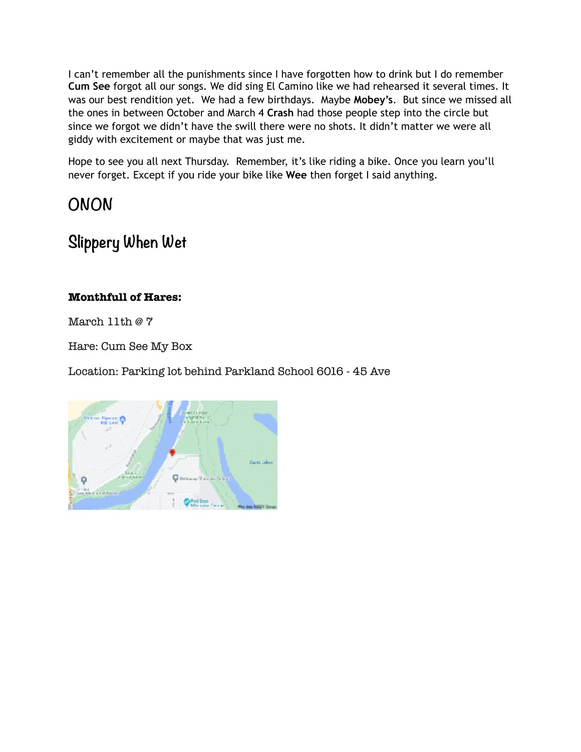I can't remember all the punishments since I have forgotten how to drink but I do remember **Cum See** forgot all our songs. We did sing El Camino like we had rehearsed it several times. It was our best rendition yet. We had a few birthdays. Maybe **Mobey's**. But since we missed all the ones in between October and March 4 **Crash** had those people step into the circle but since we forgot we didn't have the swill there were no shots. It didn't matter we were all giddy with excitement or maybe that was just me.

Hope to see you all next Thursday. Remember, it's like riding a bike. Once you learn you'll never forget. Except if you ride your bike like **Wee** then forget I said anything.

## ONON

## Slippery When Wet

**Monthfull of Hares:**

March 11th @ 7

Hare: Cum See My Box

Location: Parking lot behind Parkland School 6016 - 45 Ave